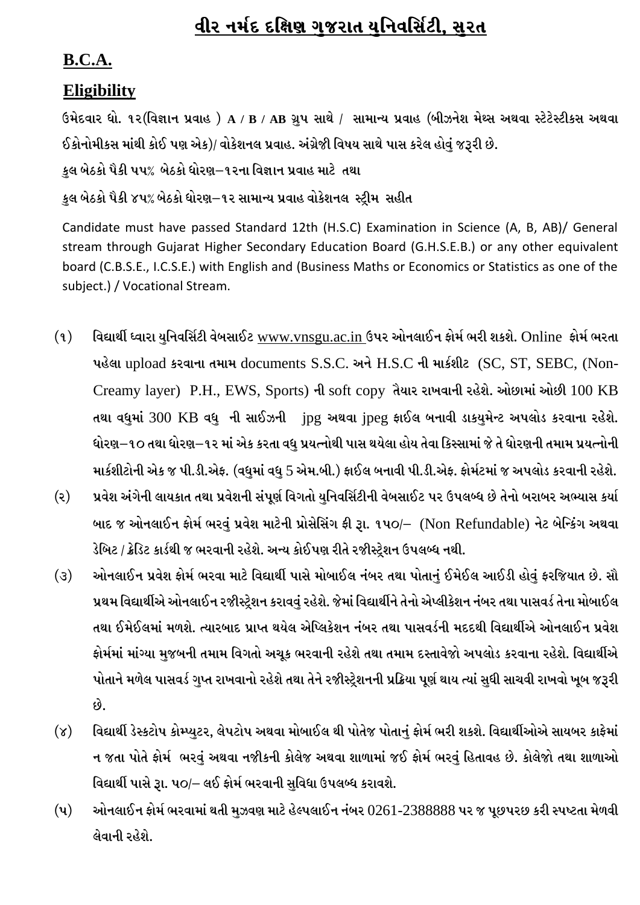# વીર નર્મદ દક્ષિણ ગુજરાત યુનિવર્સિટી, સુરત

## B.C.A.

## Eligibility

**ઉમેદવાર ધો. ૧૨(વિજ્ઞાન પ્રવાહ ) A / B / AB ગ્રુપ સાથે / સામાન્ય પ્રવાહ (બીઝનેશ મેથ્સ અથવા સ્ટેટેસ્ટીકસ અથવા ઈકોનોમીકસ માંથી કોઈ પણ એક)/ વોકેશનલ પ્રવાહ. અંગ્રેજી વિષય સાથે પાસ કરેલ હોવું જરૂરી છે.**

**કુલ બેઠકો પૈકી ૫૫% બેઠકો ધોરણ–૧૨ના વિજ્ઞાન પ્રવાહ માટે તથા**

**કુલ બેઠકો પૈકી ૪૫% બેઠકો ધોરણ–૧૨ સામાન્ય પ્રવાહ વોકેશનલ સ્ટ્રીમ સહીત**

Candidate must have passed Standard 12th (H.S.C) Examination in Science (A, B, AB)/ General stream through Gujarat Higher Secondary Education Board (G.H.S.E.B.) or any other equivalent board (C.B.S.E., I.C.S.E.) with English and (Business Maths or Economics or Statistics as one of the subject.) / Vocational Stream.

(૧) **વિદ્યાર્થી ધ્વારા યુનિવર્સિટી વેબસાઈટ www.vnsgu.ac.in ઉપર ઓનલાઈન ફોર્મ ભરી શકશે. Online ફોર્મ ભરતા પહેલા upload કરવાના તમામ documents S.S.C. અને H.S.C ની માર્કશીટ (SC, ST, SEBC, (Non-Creamy layer) P.H., EWS, Sports) ની soft copy તૈયાર રાખવાની રહેશે. ઓછામાં ઓછી 100 KB તથા વધુમાં 300 KB વધુ ની સાઈઝની jpg અથવા jpeg ફાઈલ બનાવી ડાકયુમેન્ટ અપલોડ કરવાના રહેશે. ધોરણ–૧૦ તથા ધોરણ–૧૨ માં એક કરતા વધુ પ્રયત્નોથી પાસ થયેલા હોય તેવા કિસ્સામાં જે તે ધોરણની તમામ પ્રયત્નોની માર્કશીટોની એક જ પી.ડી.એફ. (વધુમાં વધુ 5 એમ.બી.) ફાઈલ બનાવી પી.ડી.એફ. ફોર્મટમાં જ અપલોડ કરવાની રહેશે.**

(૨) **પ્રવેશ અંગેની લાયકાત તથા પ્રવેશની સંપૂર્ણ વિગતો યુનિવર્સિટીની વેબસાઈટ પર ઉપલબ્ધ છે તેનો બરાબર અભ્યાસ કર્યા બાદ જ ઓનલાઈન ફોર્મ ભરવું પ્રવેશ માટેની પ્રોસેસિંગ ફી રૂા. ૧૫૦/– (Non Refundable) નેટ બેન્કિંગ અથવા ડેબિટ / ક્રેડિટ કાર્ડથી જ ભરવાની રહેશે. અન્ય કોઈપણ રીતે રજીસ્ટ્રેશન ઉપલબ્ધ નથી.**

(૩) **ઓનલાઈન પ્રવેશ ફોર્મ ભરવા માટે વિદ્યાર્થી પાસે મોબાઈલ નંબર તથા પોતાનું ઈમેઈલ આઈડી હોવું ફરજિયાત છે. સૌ પ્રથમ વિદ્યાર્થીએ ઓનલાઈન રજીસ્ટ્રેશન કરાવવું રહેશે. જેમાં વિદ્યાર્થીને તેનો એપ્લીકેશન નંબર તથા પાસવર્ડ તેના મોબાઈલ તથા ઈમેઈલમાં મળશે. ત્યારબાદ પ્રાપ્ત થયેલ એપ્લિકેશન નંબર તથા પાસવર્ડની મદદથી વિદ્યાર્થીએ ઓનલાઈન પ્રવેશ ફોર્મમાં માંગ્યા મુજબની તમામ વિગતો અચૂક ભરવાની રહેશે તથા તમામ દસ્તાવેજો અપલોડ કરવાના રહેશે. વિદ્યાર્થીએ પોતાને મળેલ પાસવર્ડ ગુપ્ત રાખવાનો રહેશે તથા તેને રજીસ્ટ્રેશનની પ્રક્રિયા પૂર્ણ થાય ત્યાં સુધી સાચવી રાખવો ખૂબ જરૂરી છે.**

(૪) **વિદ્યાર્થી ડેસ્કટોપ કોમ્પ્યુટર, લેપટોપ અથવા મોબાઈલ થી પોતેજ પોતાનું ફોર્મ ભરી શકશે. વિદ્યાર્થીઓએ સાયબર કાફેમાં ન જતા પોતે ફોર્મ ભરવું અથવા નજીકની કોલેજ અથવા શાળામાં જઈ ફોર્મ ભરવું હિતાવહ છે. કોલેજો તથા શાળાઓ વિદ્યાર્થી પાસે રૂા. ૫૦/– લઈ ફોર્મ ભરવાની સુવિધા ઉપલબ્ધ કરાવશે.**

(૫) **ઓનલાઈન ફોર્મ ભરવામાં થતી મુઝવણ માટે હેલ્પલાઈન નંબર 0261-2388888 પર જ પૂછપરછ કરી સ્પષ્ટતા મેળવી લેવાની રહેશે.**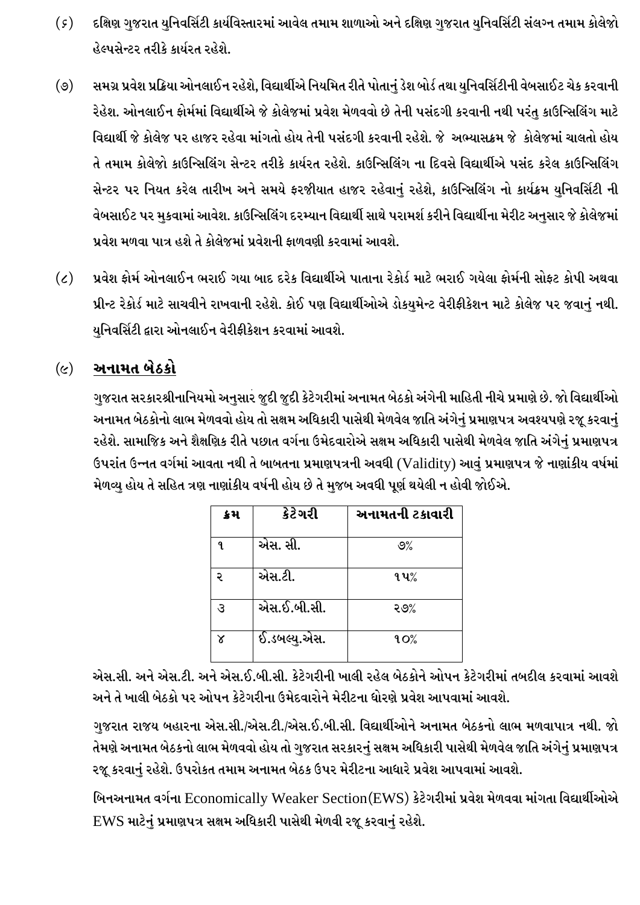(૬) દક્ષિણ ગુજરાત યુનિવર્સિટી કાર્યવિસ્તારમાં આવેલ તમામ શાળાઓ અને દક્ષિણ ગુજરાત યુનિવર્સિટી સંલગ્ન તમામ કોલેજો હેલ્પસેન્ટર તરીકે કાર્યરત રહેશે.

(૭) સમગ્ર પ્રવેશ પ્રક્રિયા ઓનલાઈન રહેશે, વિદ્યાર્થીએ નિયમિત રીતે પોતાનું ડેશ બોર્ડ તથા યુનિવર્સિટીની વેબસાઈટ ચેક કરવાની રેહેશ. ઓનલાઈન ફોર્મમાં વિદ્યાર્થીએ જે કોલેજમાં પ્રવેશ મેળવવો છે તેની પસંદગી કરવાની નથી પરંતુ કાઉન્સિલિંગ માટે વિદ્યાર્થી જે કોલેજ પર હાજર રહેવા માંગતો હોય તેની પસંદગી કરવાની રહેશે. જે અભ્યાસક્રમ જે કોલેજમાં ચાલતો હોય તે તમામ કોલેજો કાઉન્સિલિંગ સેન્ટર તરીકે કાર્યરત રહેશે. કાઉન્સિલિંગ ના દિવસે વિદ્યાર્થીએ પસંદ કરેલ કાઉન્સિલિંગ સેન્ટર પર નિયત કરેલ તારીખ અને સમયે ફરજીયાત હાજર રહેવાનું રહેશે, કાઉન્સિલિંગ નો કાર્યક્રમ યુનિવર્સિટી ની વેબસાઈટ પર મુકવામાં આવેશ. કાઉન્સિલિંગ દરમ્યાન વિદ્યાર્થી સાથે પરામર્શ કરીને વિદ્યાર્થીના મેરીટ અનુસાર જે કોલેજમાં પ્રવેશ મળવા પાત્ર હશે તે કોલેજમાં પ્રવેશની ફાળવણી કરવામાં આવશે.

(૮) પ્રવેશ ફોર્મ ઓનલાઈન ભરાઈ ગયા બાદ દરેક વિદ્યાર્થીએ પાતાના રેકોર્ડ માટે ભરાઈ ગયેલા ફોર્મની સોફટ કોપી અથવા પ્રીન્ટ રેકોર્ડ માટે સાચવીને રાખવાની રહેશે. કોઈ પણ વિદ્યાર્થીઓએ ડોકયુમેન્ટ વેરીફીકેશન માટે કોલેજ પર જવાનું નથી. યુનિવર્સિટી દ્વારા ઓનલાઈન વેરીફીકેશન કરવામાં આવશે.

(૯) **<u>અનામત બેઠકો</u>**

ગુજરાત સરકારશ્રીનાનિયમો અનુસાર જુદી જુદી કેટેગરીમાં અનામત બેઠકો અંગેની માહિતી નીચે પ્રમાણે છે. જો વિદ્યાર્થીઓ અનામત બેઠકોનો લાભ મેળવવો હોય તો સક્ષમ અધિકારી પાસેથી મેળવેલ જાતિ અંગેનું પ્રમાણપત્ર અવશ્યપણે રજૂ કરવાનું રહેશે. સામાજિક અને શૈક્ષણિક રીતે પછાત વર્ગના ઉમેદવારોએ સક્ષમ અધિકારી પાસેથી મેળવેલ જાતિ અંગેનું પ્રમાણપત્ર ઉપરાંત ઉન્નત વર્ગમાં આવતા નથી તે બાબતના પ્રમાણપત્રની અવધી (Validity) આવું પ્રમાણપત્ર જે નાણાંકીય વર્ષમાં મેળવ્યુ હોય તે સહિત ત્રણ નાણાંકીય વર્ષની હોય છે તે મુજબ અવધી પૂર્ણ થયેલી ન હોવી જોઈએ.

| ક્રમ | કેટેગરી | અનામતની ટકાવારી |
|---|---|---|
| ૧ | એસ. સી. | ૭% |
| ૨ | એસ.ટી. | ૧૫% |
| ૩ | એસ.ઈ.બી.સી. | ૨૭% |
| ૪ | ઈ.ડબલ્યુ.એસ. | ૧૦% |

એસ.સી. અને એસ.ટી. અને એસ.ઈ.બી.સી. કેટેગરીની ખાલી રહેલ બેઠકોને ઓપન કેટેગરીમાં તબદીલ કરવામાં આવશે અને તે ખાલી બેઠકો પર ઓપન કેટેગરીના ઉમેદવારોને મેરીટના ધોરણે પ્રવેશ આપવામાં આવશે.

ગુજરાત રાજય બહારના એસ.સી./એસ.ટી./એસ.ઈ.બી.સી. વિદ્યાર્થીઓને અનામત બેઠકનો લાભ મળવાપાત્ર નથી. જો તેમણે અનામત બેઠકનો લાભ મેળવવો હોય તો ગુજરાત સરકારનું સક્ષમ અધિકારી પાસેથી મેળવેલ જાતિ અંગેનું પ્રમાણપત્ર રજૂ કરવાનું રહેશે. ઉપરોકત તમામ અનામત બેઠક ઉપર મેરીટના આધારે પ્રવેશ આપવામાં આવશે.

બિનઅનામત વર્ગના Economically Weaker Section(EWS) કેટેગરીમાં પ્રવેશ મેળવવા માંગતા વિદ્યાર્થીઓએ EWS માટેનું પ્રમાણપત્ર સક્ષમ અધિકારી પાસેથી મેળવી રજૂ કરવાનું રહેશે.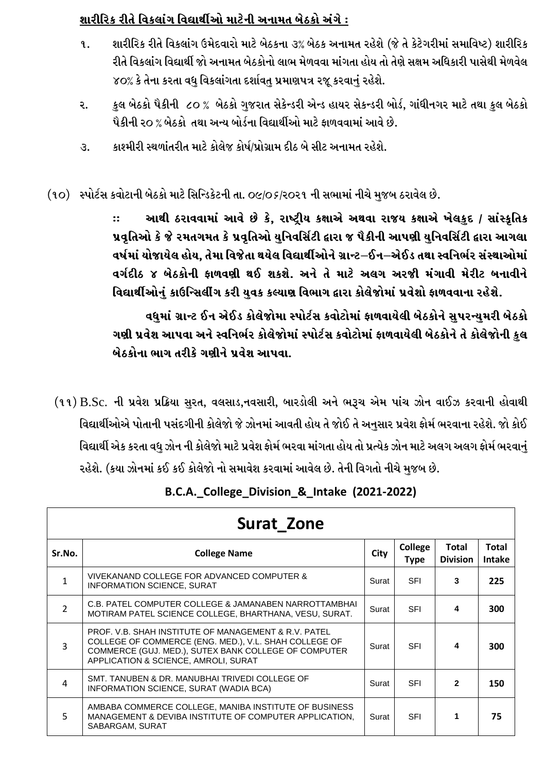**શારીરિક રીતે વિકલાંગ વિદ્યાર્થીઓ માટેની અનામત બેઠકો અંગે :**

૧. શારીરિક રીતે વિકલાંગ ઉમેદવારો માટે બેઠકના ૩% બેઠક અનામત રહેશે (જે તે કેટેગરીમાં સમાવિષ્ટ) શારીરિક રીતે વિકલાંગ વિદ્યાર્થી જો અનામત બેઠકોનો લાભ મેળવવા માંગતા હોય તો તેણે સક્ષમ અધિકારી પાસેથી મેળવેલ ૪૦% કે તેના કરતા વધુ વિકલાંગતા દર્શાવતુ પ્રમાણપત્ર રજૂ કરવાનું રહેશે.

૨. કુલ બેઠકો પૈકીની ૮૦ % બેઠકો ગુજરાત સેકેન્ડરી એન્ડ હાયર સેકન્ડરી બોર્ડ, ગાંધીનગર માટે તથા કુલ બેઠકો પૈકીની ૨૦ % બેઠકો તથા અન્ય બોર્ડના વિદ્યાર્થીઓ માટે ફાળવવામાં આવે છે.

૩. કાશ્મીરી સ્થળાંતરીત માટે કોલેજ કોર્ષ/પ્રોગ્રામ દીઠ બે સીટ અનામત રહેશે.

(૧૦) સ્પોર્ટસ ક્વોટાની બેઠકો માટે સિન્ડિકેટની તા. ૦૯/૦૬/૨૦૨૧ ની સભામાં નીચે મુજબ ઠરાવેલ છે.

**:: આથી ઠરાવવામાં આવે છે કે, રાષ્ટ્રીય કક્ષાએ અથવા રાજય કક્ષાએ ખેલકુદ / સાંસ્કૃતિક પ્રવૃતિઓ કે જે રમતગમત કે પ્રવૃતિઓ યુનિવર્સિટી દ્વારા જ પૈકીની આપણી યુનિવર્સિટી દ્વારા આગલા વર્ષમાં યોજાયેલ હોય, તેમા વિજેતા થયેલ વિદ્યાર્થીઓને ગ્રાન્ટ–ઈન–એઈડ તથા સ્વનિર્ભર સંસ્થાઓમાં વર્ગદીઠ ૪ બેઠકોની ફાળવણી થઈ શકશે. અને તે માટે અલગ અરજી મંગાવી મેરીટ બનાવીને વિદ્યાર્થીઓનું કાઉન્સિલીંગ કરી યુવક કલ્યાણ વિભાગ દ્વારા કોલેજોમાં પ્રવેશો ફાળવવાના રહેશે.**

**વધુમાં ગ્રાન્ટ ઈન એઈડ કોલેજોમા સ્પોર્ટસ કવોટોમાં ફાળવાયેલી બેઠકોને સુપરન્યુમરી બેઠકો ગણી પ્રવેશ આપવા અને સ્વનિર્ભર કોલેજોમાં સ્પોર્ટસ કવોટોમાં ફાળવાયેલી બેઠકોને તે કોલેજોની કુલ બેઠકોના ભાગ તરીકે ગણીને પ્રવેશ આપવા.**

(૧૧) B.Sc. ની પ્રવેશ પ્રક્રિયા સુરત, વલસાડ,નવસારી, બારડોલી અને ભરૂચ એમ પાંચ ઝોન વાઈઝ કરવાની હોવાથી વિદ્યાર્થીઓએ પોતાની પસંદગીની કોલેજો જે ઝોનમાં આવતી હોય તે જોઈ તે અનુસાર પ્રવેશ ફોર્મ ભરવાના રહેશે. જો કોઈ વિદ્યાર્થી એક કરતા વધુ ઝોન ની કોલેજો માટે પ્રવેશ ફોર્મ ભરવા માંગતા હોય તો પ્રત્યેક ઝોન માટે અલગ અલગ ફોર્મ ભરવાનું રહેશે. (કયા ઝોનમાં કઈ કઈ કોલેજો નો સમાવેશ કરવામાં આવેલ છે. તેની વિગતો નીચે મુજબ છે.

**B.C.A._College_Division_&_Intake (2021-2022)**

| Surat_Zone | | | | | |
|---|---|---|---|---|---|
| **Sr.No.** | **College Name** | **City** | **College Type** | **Total Division** | **Total Intake** |
| 1 | VIVEKANAND COLLEGE FOR ADVANCED COMPUTER & INFORMATION SCIENCE, SURAT | Surat | SFI | **3** | **225** |
| 2 | C.B. PATEL COMPUTER COLLEGE & JAMANABEN NARROTTAMBHAI MOTIRAM PATEL SCIENCE COLLEGE, BHARTHANA, VESU, SURAT. | Surat | SFI | **4** | **300** |
| 3 | PROF. V.B. SHAH INSTITUTE OF MANAGEMENT & R.V. PATEL COLLEGE OF COMMERCE (ENG. MED.), V.L. SHAH COLLEGE OF COMMERCE (GUJ. MED.), SUTEX BANK COLLEGE OF COMPUTER APPLICATION & SCIENCE, AMROLI, SURAT | Surat | SFI | **4** | **300** |
| 4 | SMT. TANUBEN & DR. MANUBHAI TRIVEDI COLLEGE OF INFORMATION SCIENCE, SURAT (WADIA BCA) | Surat | SFI | **2** | **150** |
| 5 | AMBABA COMMERCE COLLEGE, MANIBA INSTITUTE OF BUSINESS MANAGEMENT & DEVIBA INSTITUTE OF COMPUTER APPLICATION, SABARGAM, SURAT | Surat | SFI | **1** | **75** |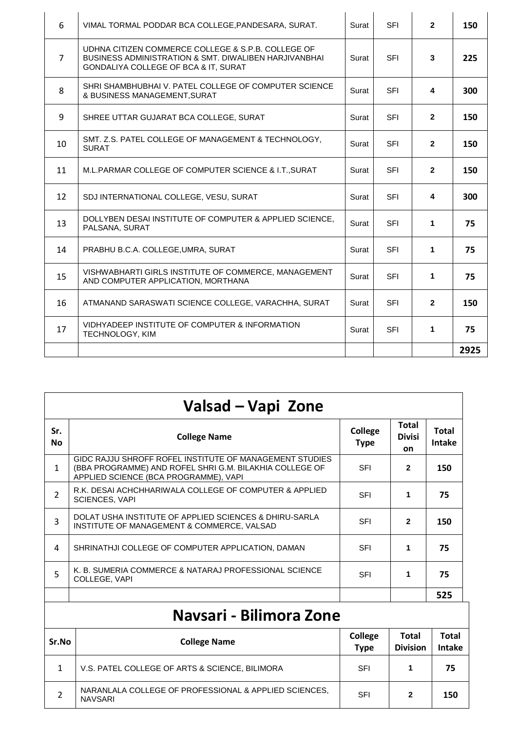| | | | | | |
|---|---|---|---|---|---|
| 6 | VIMAL TORMAL PODDAR BCA COLLEGE,PANDESARA, SURAT. | Surat | SFI | 2 | 150 |
| 7 | UDHNA CITIZEN COMMERCE COLLEGE & S.P.B. COLLEGE OF BUSINESS ADMINISTRATION & SMT. DIWALIBEN HARJIVANBHAI GONDALIYA COLLEGE OF BCA & IT, SURAT | Surat | SFI | 3 | 225 |
| 8 | SHRI SHAMBHUBHAI V. PATEL COLLEGE OF COMPUTER SCIENCE & BUSINESS MANAGEMENT,SURAT | Surat | SFI | 4 | 300 |
| 9 | SHREE UTTAR GUJARAT BCA COLLEGE, SURAT | Surat | SFI | 2 | 150 |
| 10 | SMT. Z.S. PATEL COLLEGE OF MANAGEMENT & TECHNOLOGY, SURAT | Surat | SFI | 2 | 150 |
| 11 | M.L.PARMAR COLLEGE OF COMPUTER SCIENCE & I.T.,SURAT | Surat | SFI | 2 | 150 |
| 12 | SDJ INTERNATIONAL COLLEGE, VESU, SURAT | Surat | SFI | 4 | 300 |
| 13 | DOLLYBEN DESAI INSTITUTE OF COMPUTER & APPLIED SCIENCE, PALSANA, SURAT | Surat | SFI | 1 | 75 |
| 14 | PRABHU B.C.A. COLLEGE,UMRA, SURAT | Surat | SFI | 1 | 75 |
| 15 | VISHWABHARTI GIRLS INSTITUTE OF COMMERCE, MANAGEMENT AND COMPUTER APPLICATION, MORTHANA | Surat | SFI | 1 | 75 |
| 16 | ATMANAND SARASWATI SCIENCE COLLEGE, VARACHHA, SURAT | Surat | SFI | 2 | 150 |
| 17 | VIDHYADEEP INSTITUTE OF COMPUTER & INFORMATION TECHNOLOGY, KIM | Surat | SFI | 1 | 75 |
| | | | | | 2925 |

## Valsad – Vapi Zone

| Sr. No | College Name | College Type | Total Division | Total Intake |
|---|---|---|---|---|
| 1 | GIDC RAJJU SHROFF ROFEL INSTITUTE OF MANAGEMENT STUDIES (BBA PROGRAMME) AND ROFEL SHRI G.M. BILAKHIA COLLEGE OF APPLIED SCIENCE (BCA PROGRAMME), VAPI | SFI | 2 | 150 |
| 2 | R.K. DESAI ACHCHHARIWALA COLLEGE OF COMPUTER & APPLIED SCIENCES, VAPI | SFI | 1 | 75 |
| 3 | DOLAT USHA INSTITUTE OF APPLIED SCIENCES & DHIRU-SARLA INSTITUTE OF MANAGEMENT & COMMERCE, VALSAD | SFI | 2 | 150 |
| 4 | SHRINATHJI COLLEGE OF COMPUTER APPLICATION, DAMAN | SFI | 1 | 75 |
| 5 | K. B. SUMERIA COMMERCE & NATARAJ PROFESSIONAL SCIENCE COLLEGE, VAPI | SFI | 1 | 75 |
| | | | | 525 |

## Navsari - Bilimora Zone

| Sr.No | College Name | College Type | Total Division | Total Intake |
|---|---|---|---|---|
| 1 | V.S. PATEL COLLEGE OF ARTS & SCIENCE, BILIMORA | SFI | 1 | 75 |
| 2 | NARANLALA COLLEGE OF PROFESSIONAL & APPLIED SCIENCES, NAVSARI | SFI | 2 | 150 |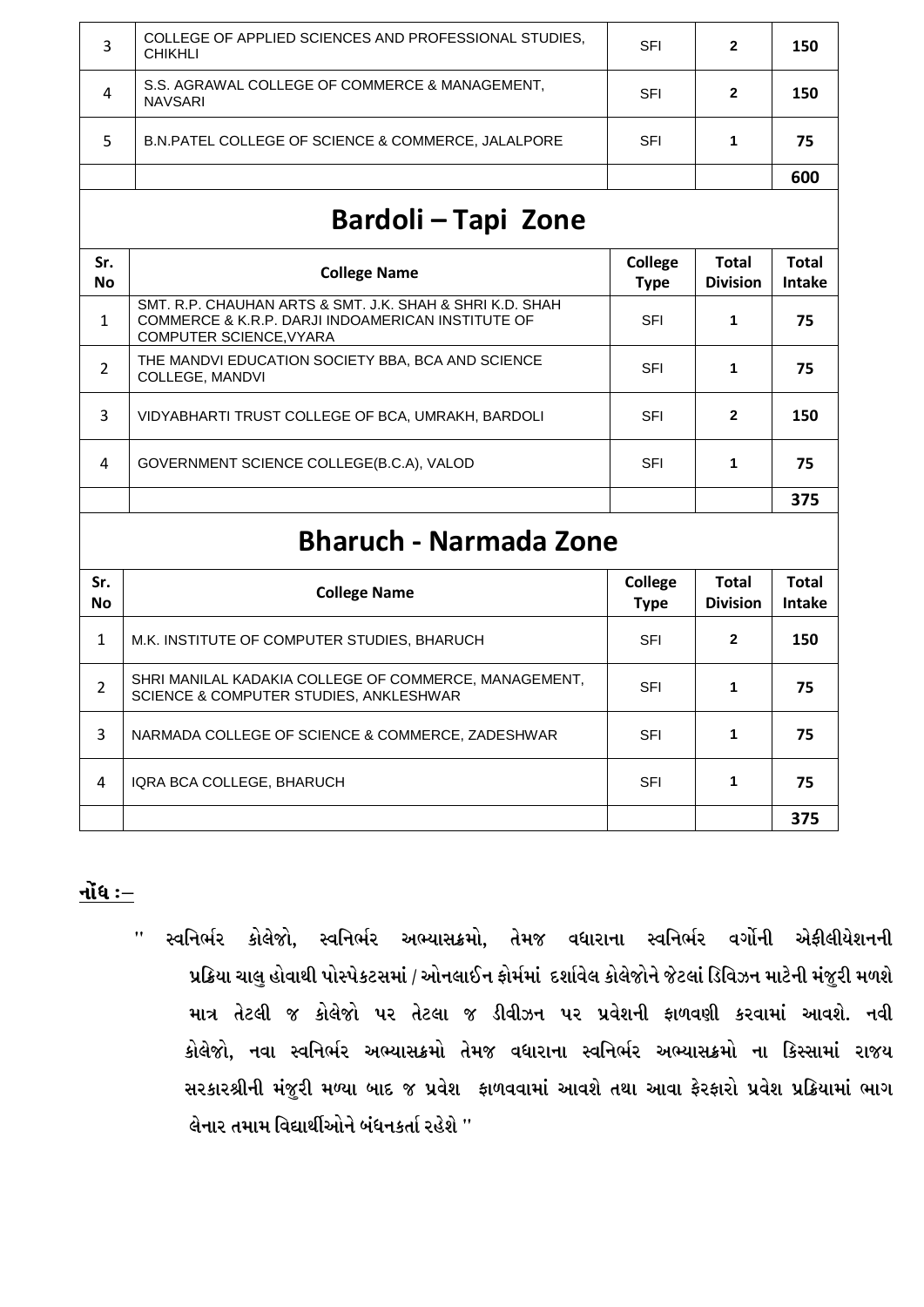| Sr. No | College Name | College Type | Total Division | Total Intake |
|---|---|---|---|---|
| 3 | COLLEGE OF APPLIED SCIENCES AND PROFESSIONAL STUDIES, CHIKHLI | SFI | 2 | 150 |
| 4 | S.S. AGRAWAL COLLEGE OF COMMERCE & MANAGEMENT, NAVSARI | SFI | 2 | 150 |
| 5 | B.N.PATEL COLLEGE OF SCIENCE & COMMERCE, JALALPORE | SFI | 1 | 75 |
| | | | | 600 |

## Bardoli – Tapi Zone

| Sr. No | College Name | College Type | Total Division | Total Intake |
|---|---|---|---|---|
| 1 | SMT. R.P. CHAUHAN ARTS & SMT. J.K. SHAH & SHRI K.D. SHAH COMMERCE & K.R.P. DARJI INDOAMERICAN INSTITUTE OF COMPUTER SCIENCE,VYARA | SFI | 1 | 75 |
| 2 | THE MANDVI EDUCATION SOCIETY BBA, BCA AND SCIENCE COLLEGE, MANDVI | SFI | 1 | 75 |
| 3 | VIDYABHARTI TRUST COLLEGE OF BCA, UMRAKH, BARDOLI | SFI | 2 | 150 |
| 4 | GOVERNMENT SCIENCE COLLEGE(B.C.A), VALOD | SFI | 1 | 75 |
| | | | | 375 |

## Bharuch - Narmada Zone

| Sr. No | College Name | College Type | Total Division | Total Intake |
|---|---|---|---|---|
| 1 | M.K. INSTITUTE OF COMPUTER STUDIES, BHARUCH | SFI | 2 | 150 |
| 2 | SHRI MANILAL KADAKIA COLLEGE OF COMMERCE, MANAGEMENT, SCIENCE & COMPUTER STUDIES, ANKLESHWAR | SFI | 1 | 75 |
| 3 | NARMADA COLLEGE OF SCIENCE & COMMERCE, ZADESHWAR | SFI | 1 | 75 |
| 4 | IQRA BCA COLLEGE, BHARUCH | SFI | 1 | 75 |
| | | | | 375 |

**નોંધ :–**

**" સ્વનિર્ભર કોલેજો, સ્વનિર્ભર અભ્યાસક્રમો, તેમજ વધારાના સ્વનિર્ભર વર્ગોની એફીલીયેશનની પ્રક્રિયા ચાલુ હોવાથી પોસ્પેકટસમાં / ઓનલાઈન ફોર્મમાં દર્શાવેલ કોલેજોને જેટલાં ડિવિઝન માટેની મંજુરી મળશે માત્ર તેટલી જ કોલેજો પર તેટલા જ ડીવીઝન પર પ્રવેશની ફાળવણી કરવામાં આવશે. નવી કોલેજો, નવા સ્વનિર્ભર અભ્યાસક્રમો તેમજ વધારાના સ્વનિર્ભર અભ્યાસક્રમો ના કિસ્સામાં રાજય સરકારશ્રીની મંજુરી મળ્યા બાદ જ પ્રવેશ ફાળવવામાં આવશે તથા આવા ફેરફારો પ્રવેશ પ્રક્રિયામાં ભાગ લેનાર તમામ વિદ્યાર્થીઓને બંધનકર્તા રહેશે "**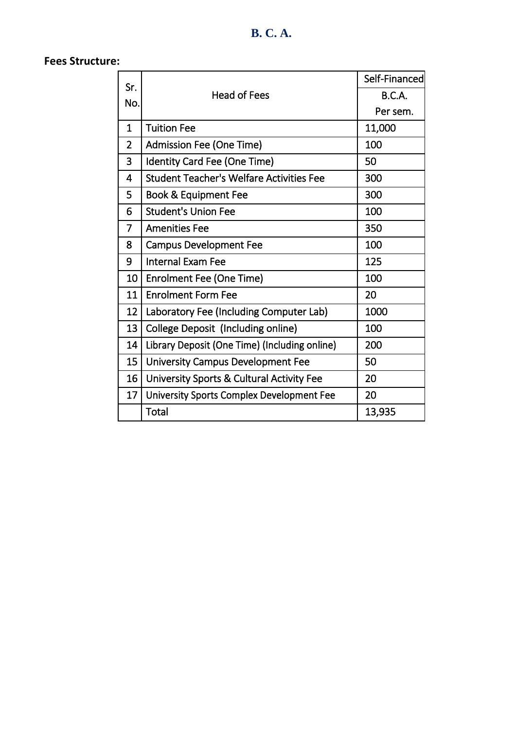# B. C. A.

**Fees Structure:**

| Sr. No. | Head of Fees | Self-Financed |
|---|---|---|
| | | B.C.A. Per sem. |
| 1 | Tuition Fee | 11,000 |
| 2 | Admission Fee (One Time) | 100 |
| 3 | Identity Card Fee (One Time) | 50 |
| 4 | Student Teacher's Welfare Activities Fee | 300 |
| 5 | Book & Equipment Fee | 300 |
| 6 | Student's Union Fee | 100 |
| 7 | Amenities Fee | 350 |
| 8 | Campus Development Fee | 100 |
| 9 | Internal Exam Fee | 125 |
| 10 | Enrolment Fee (One Time) | 100 |
| 11 | Enrolment Form Fee | 20 |
| 12 | Laboratory Fee (Including Computer Lab) | 1000 |
| 13 | College Deposit (Including online) | 100 |
| 14 | Library Deposit (One Time) (Including online) | 200 |
| 15 | University Campus Development Fee | 50 |
| 16 | University Sports & Cultural Activity Fee | 20 |
| 17 | University Sports Complex Development Fee | 20 |
| | Total | 13,935 |